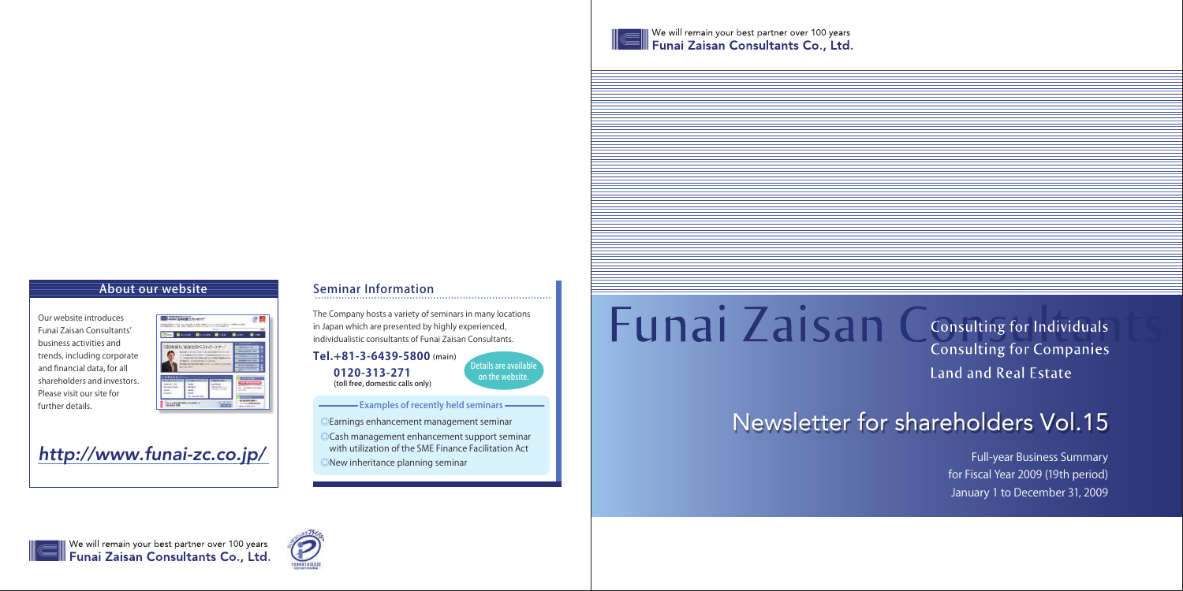We will remain your best partner over 100 years
**Funai Zaisan Consultants Co., Ltd.**

# Funai Zaisan Consultants

Consulting for Individuals
Consulting for Companies
Land and Real Estate

# Newsletter for shareholders Vol.15

Full-year Business Summary
for Fiscal Year 2009 (19th period)
January 1 to December 31, 2009

## About our website

Our website introduces Funai Zaisan Consultants' business activities and trends, including corporate and financial data, for all shareholders and investors. Please visit our site for further details.

*http://www.funai-zc.co.jp/*

## Seminar Information

The Company hosts a variety of seminars in many locations in Japan which are presented by highly experienced, individualistic consultants of Funai Zaisan Consultants.

**Tel.+81-3-6439-5800** (main)
**0120-313-271**
(toll free, domestic calls only)

Details are available on the website.

**Examples of recently held seminars**

- ◎Earnings enhancement management seminar
- ◎Cash management enhancement support seminar with utilization of the SME Finance Facilitation Act
- ◎New inheritance planning seminar

We will remain your best partner over 100 years
**Funai Zaisan Consultants Co., Ltd.**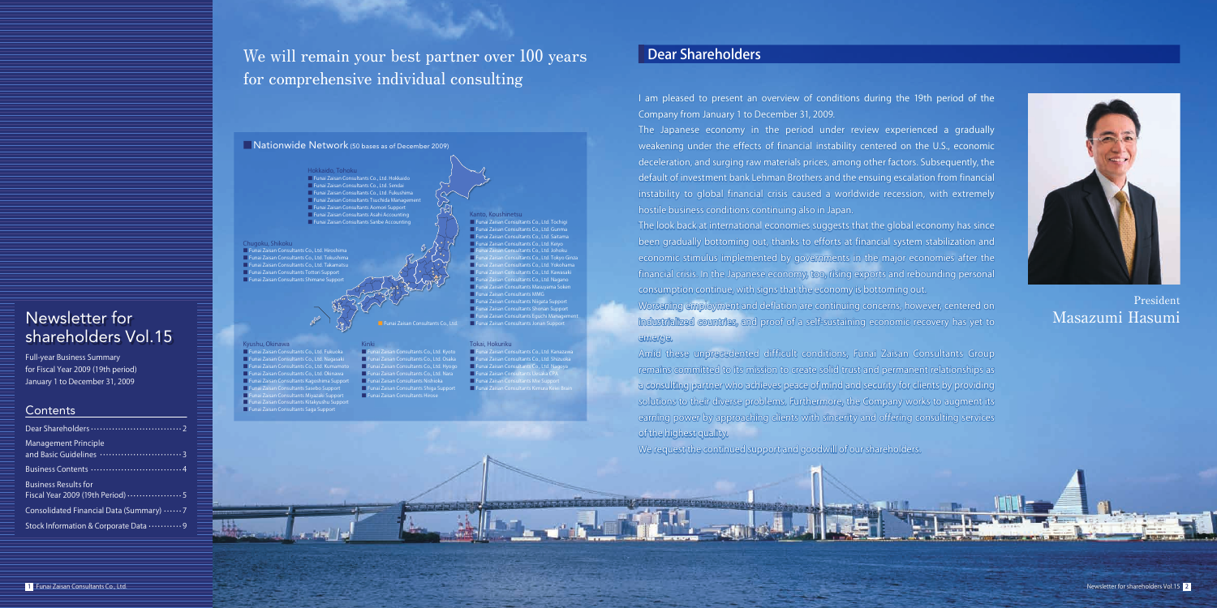# Newsletter for shareholders Vol.15

Full-year Business Summary for Fiscal Year 2009 (19th period) January 1 to December 31, 2009

## Contents

| | |
|---|---|
| Dear Shareholders | 2 |
| Management Principle and Basic Guidelines | 3 |
| Business Contents | 4 |
| Business Results for Fiscal Year 2009 (19th period) | 5 |
| Consolidated Financial Data (Summary) | 7 |
| Stock Information & Corporate Data | 9 |

# We will remain your best partner over 100 years for comprehensive individual consulting

## Nationwide Network (50 bases as of December 2009)

**Hokkaido, Tohoku**

- Funai Zaisan Consultants Co., Ltd. Hokkaido
- Funai Zaisan Consultants Co., Ltd. Sendai
- Funai Zaisan Consultants Co., Ltd. Fukushima
- Funai Zaisan Consultants Tsuchida Management
- Funai Zaisan Consultants Aomori Support
- Funai Zaisan Consultants Asahi Accounting
- Funai Zaisan Consultants Sanbe Accounting

**Chugoku, Shikoku**

- Funai Zaisan Consultants Co., Ltd. Hiroshima
- Funai Zaisan Consultants Co., Ltd. Tokushima
- Funai Zaisan Consultants Co., Ltd. Takamatsu
- Funai Zaisan Consultants Tottori Support
- Funai Zaisan Consultants Shimane Support

**Kanto, Koushinetsu**

- Funai Zaisan Consultants Co., Ltd. Tochigi
- Funai Zaisan Consultants Co., Ltd. Gunma
- Funai Zaisan Consultants Co., Ltd. Saitama
- Funai Zaisan Consultants Co., Ltd. Keiyo
- Funai Zaisan Consultants Co., Ltd. Johoku
- Funai Zaisan Consultants Co., Ltd. Tokyo Ginza
- Funai Zaisan Consultants Co., Ltd. Yokohama
- Funai Zaisan Consultants Co., Ltd. Kawasaki
- Funai Zaisan Consultants Co., Ltd. Nagano
- Funai Zaisan Consultants Maruyama Soken
- Funai Zaisan Consultants MMG
- Funai Zaisan Consultants Niigata Support
- Funai Zaisan Consultants Shonan Support
- Funai Zaisan Consultants Eguchi Management
- Funai Zaisan Consultants Jonan Support

Funai Zaisan Consultants Co., Ltd.

**Kyushu, Okinawa**

- Funai Zaisan Consultants Co., Ltd. Fukuoka
- Funai Zaisan Consultants Co., Ltd. Nagasaki
- Funai Zaisan Consultants Co., Ltd. Kumamoto
- Funai Zaisan Consultants Co., Ltd. Okinawa
- Funai Zaisan Consultants Kagoshima Support
- Funai Zaisan Consultants Sasebo Support
- Funai Zaisan Consultants Miyazaki Support
- Funai Zaisan Consultants Kitakyushu Support
- Funai Zaisan Consultants Saga Support

**Kinki**

- Funai Zaisan Consultants Co., Ltd. Kyoto
- Funai Zaisan Consultants Co., Ltd. Osaka
- Funai Zaisan Consultants Co., Ltd. Hyogo
- Funai Zaisan Consultants Co., Ltd. Nara
- Funai Zaisan Consultants Nishioka
- Funai Zaisan Consultants Shiga Support
- Funai Zaisan Consultants Hirose

**Tokai, Hokuriku**

- Funai Zaisan Consultants Co., Ltd. Kanazawa
- Funai Zaisan Consultants Co., Ltd. Shizuoka
- Funai Zaisan Consultants Co., Ltd. Nagoya
- Funai Zaisan Consultants Utsuka CPA
- Funai Zaisan Consultants Mie Support
- Funai Zaisan Consultants Kimura Koei Brain

## Dear Shareholders

I am pleased to present an overview of conditions during the 19th period of the Company from January 1 to December 31, 2009.

The Japanese economy in the period under review experienced a gradually weakening under the effects of financial instability centered on the U.S., economic deceleration, and surging raw materials prices, among other factors. Subsequently, the default of investment bank Lehman Brothers and the ensuing escalation from financial instability to global financial crisis caused a worldwide recession, with extremely hostile business conditions continuing also in Japan.

The look back at international economies suggests that the global economy has since been gradually bottoming out, thanks to efforts at financial system stabilization and economic stimulus implemented by governments in the major economies after the financial crisis. In the Japanese economy, too, rising exports and rebounding personal consumption continue, with signs that the economy is bottoming out.

Worsening employment and deflation are continuing concerns, however, centered on industrialized countries, and proof of a self-sustaining economic recovery has yet to emerge.

Amid these unprecedented difficult conditions, Funai Zaisan Consultants Group remains committed to its mission to create solid trust and permanent relationships as a consulting partner who achieves peace of mind and security for clients by providing solutions to their diverse problems. Furthermore, the Company works to augment its earning power by approaching clients with sincerity and offering consulting services of the highest quality.

We request the continued support and goodwill of our shareholders.

President
Masazumi Hasumi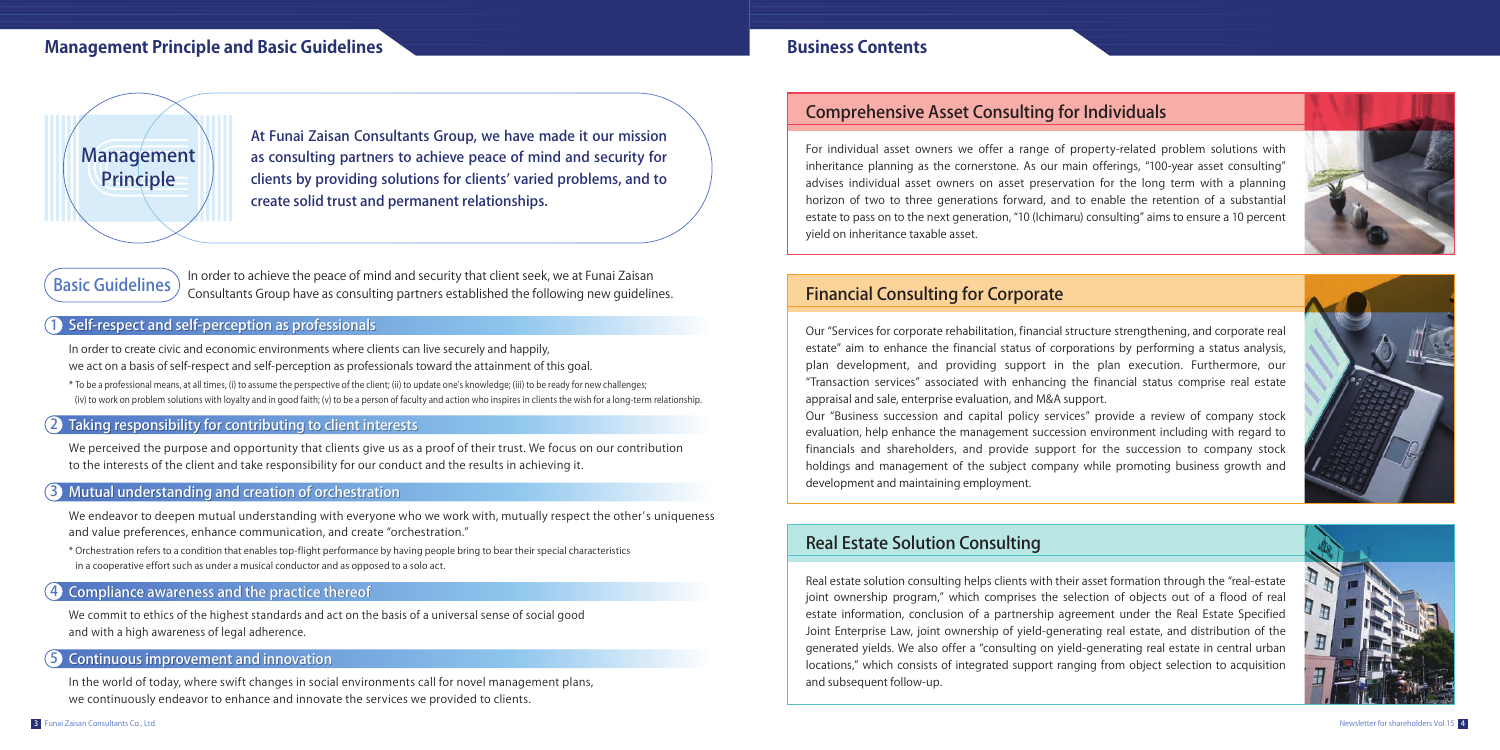## Management Principle and Basic Guidelines

### Management Principle

**At Funai Zaisan Consultants Group, we have made it our mission as consulting partners to achieve peace of mind and security for clients by providing solutions for clients' varied problems, and to create solid trust and permanent relationships.**

### Basic Guidelines

In order to achieve the peace of mind and security that client seek, we at Funai Zaisan Consultants Group have as consulting partners established the following new guidelines.

#### 1 Self-respect and self-perception as professionals

In order to create civic and economic environments where clients can live securely and happily, we act on a basis of self-respect and self-perception as professionals toward the attainment of this goal.

\* To be a professional means, at all times, (i) to assume the perspective of the client; (ii) to update one's knowledge; (iii) to be ready for new challenges; (iv) to work on problem solutions with loyalty and in good faith; (v) to be a person of faculty and action who inspires in clients the wish for a long-term relationship.

#### 2 Taking responsibility for contributing to client interests

We perceived the purpose and opportunity that clients give us as a proof of their trust. We focus on our contribution to the interests of the client and take responsibility for our conduct and the results in achieving it.

#### 3 Mutual understanding and creation of orchestration

We endeavor to deepen mutual understanding with everyone who we work with, mutually respect the other's uniqueness and value preferences, enhance communication, and create "orchestration."

\* Orchestration refers to a condition that enables top-flight performance by having people bring to bear their special characteristics in a cooperative effort such as under a musical conductor and as opposed to a solo act.

#### 4 Compliance awareness and the practice thereof

We commit to ethics of the highest standards and act on the basis of a universal sense of social good and with a high awareness of legal adherence.

#### 5 Continuous improvement and innovation

In the world of today, where swift changes in social environments call for novel management plans, we continuously endeavor to enhance and innovate the services we provided to clients.

## Business Contents

### Comprehensive Asset Consulting for Individuals

For individual asset owners we offer a range of property-related problem solutions with inheritance planning as the cornerstone. As our main offerings, "100-year asset consulting" advises individual asset owners on asset preservation for the long term with a planning horizon of two to three generations forward, and to enable the retention of a substantial estate to pass on to the next generation, "10 (Ichimaru) consulting" aims to ensure a 10 percent yield on inheritance taxable asset.

### Financial Consulting for Corporate

Our "Services for corporate rehabilitation, financial structure strengthening, and corporate real estate" aim to enhance the financial status of corporations by performing a status analysis, plan development, and providing support in the plan execution. Furthermore, our "Transaction services" associated with enhancing the financial status comprise real estate appraisal and sale, enterprise evaluation, and M&A support.

Our "Business succession and capital policy services" provide a review of company stock evaluation, help enhance the management succession environment including with regard to financials and shareholders, and provide support for the succession to company stock holdings and management of the subject company while promoting business growth and development and maintaining employment.

### Real Estate Solution Consulting

Real estate solution consulting helps clients with their asset formation through the "real-estate joint ownership program," which comprises the selection of objects out of a flood of real estate information, conclusion of a partnership agreement under the Real Estate Specified Joint Enterprise Law, joint ownership of yield-generating real estate, and distribution of the generated yields. We also offer a "consulting on yield-generating real estate in central urban locations," which consists of integrated support ranging from object selection to acquisition and subsequent follow-up.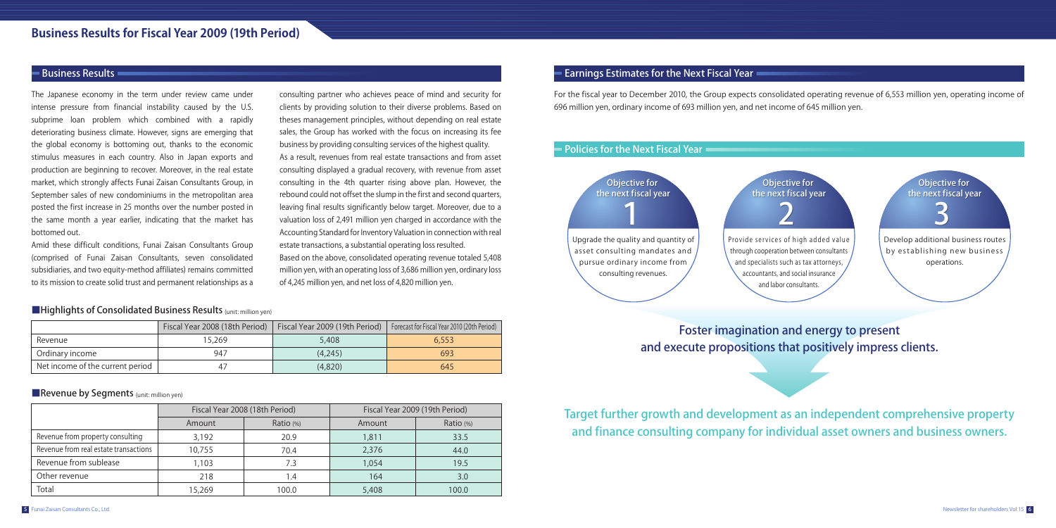# Business Results for Fiscal Year 2009 (19th Period)

## Business Results

The Japanese economy in the term under review came under intense pressure from financial instability caused by the U.S. subprime loan problem which combined with a rapidly deteriorating business climate. However, signs are emerging that the global economy is bottoming out, thanks to the economic stimulus measures in each country. Also in Japan exports and production are beginning to recover. Moreover, in the real estate market, which strongly affects Funai Zaisan Consultants Group, in September sales of new condominiums in the metropolitan area posted the first increase in 25 months over the number posted in the same month a year earlier, indicating that the market has bottomed out.

Amid these difficult conditions, Funai Zaisan Consultants Group (comprised of Funai Zaisan Consultants, seven consolidated subsidiaries, and two equity-method affiliates) remains committed to its mission to create solid trust and permanent relationships as a consulting partner who achieves peace of mind and security for clients by providing solution to their diverse problems. Based on theses management principles, without depending on real estate sales, the Group has worked with the focus on increasing its fee business by providing consulting services of the highest quality.

As a result, revenues from real estate transactions and from asset consulting displayed a gradual recovery, with revenue from asset consulting in the 4th quarter rising above plan. However, the rebound could not offset the slump in the first and second quarters, leaving final results significantly below target. Moreover, due to a valuation loss of 2,491 million yen charged in accordance with the Accounting Standard for Inventory Valuation in connection with real estate transactions, a substantial operating loss resulted.

Based on the above, consolidated operating revenue totaled 5,408 million yen, with an operating loss of 3,686 million yen, ordinary loss of 4,245 million yen, and net loss of 4,820 million yen.

### ■Highlights of Consolidated Business Results (unit: million yen)

| | Fiscal Year 2008 (18th Period) | Fiscal Year 2009 (19th Period) | Forecast for Fiscal Year 2010 (20th Period) |
|---|---|---|---|
| Revenue | 15,269 | 5,408 | 6,553 |
| Ordinary income | 947 | (4,245) | 693 |
| Net income of the current period | 47 | (4,820) | 645 |

### ■Revenue by Segments (unit: million yen)

| | Fiscal Year 2008 (18th Period) | | Fiscal Year 2009 (19th Period) | |
|---|---|---|---|---|
| | Amount | Ratio (%) | Amount | Ratio (%) |
| Revenue from property consulting | 3,192 | 20.9 | 1,811 | 33.5 |
| Revenue from real estate transactions | 10,755 | 70.4 | 2,376 | 44.0 |
| Revenue from sublease | 1,103 | 7.3 | 1,054 | 19.5 |
| Other revenue | 218 | 1.4 | 164 | 3.0 |
| Total | 15,269 | 100.0 | 5,408 | 100.0 |

## Earnings Estimates for the Next Fiscal Year

For the fiscal year to December 2010, the Group expects consolidated operating revenue of 6,553 million yen, operating income of 696 million yen, ordinary income of 693 million yen, and net income of 645 million yen.

## Policies for the Next Fiscal Year

**Objective for the next fiscal year 1**

Upgrade the quality and quantity of asset consulting mandates and pursue ordinary income from consulting revenues.

**Objective for the next fiscal year 2**

Provide services of high added value through cooperation between consultants and specialists such as tax attorneys, accountants, and social insurance and labor consultants.

**Objective for the next fiscal year 3**

Develop additional business routes by establishing new business operations.

**Foster imagination and energy to present and execute propositions that positively impress clients.**

**Target further growth and development as an independent comprehensive property and finance consulting company for individual asset owners and business owners.**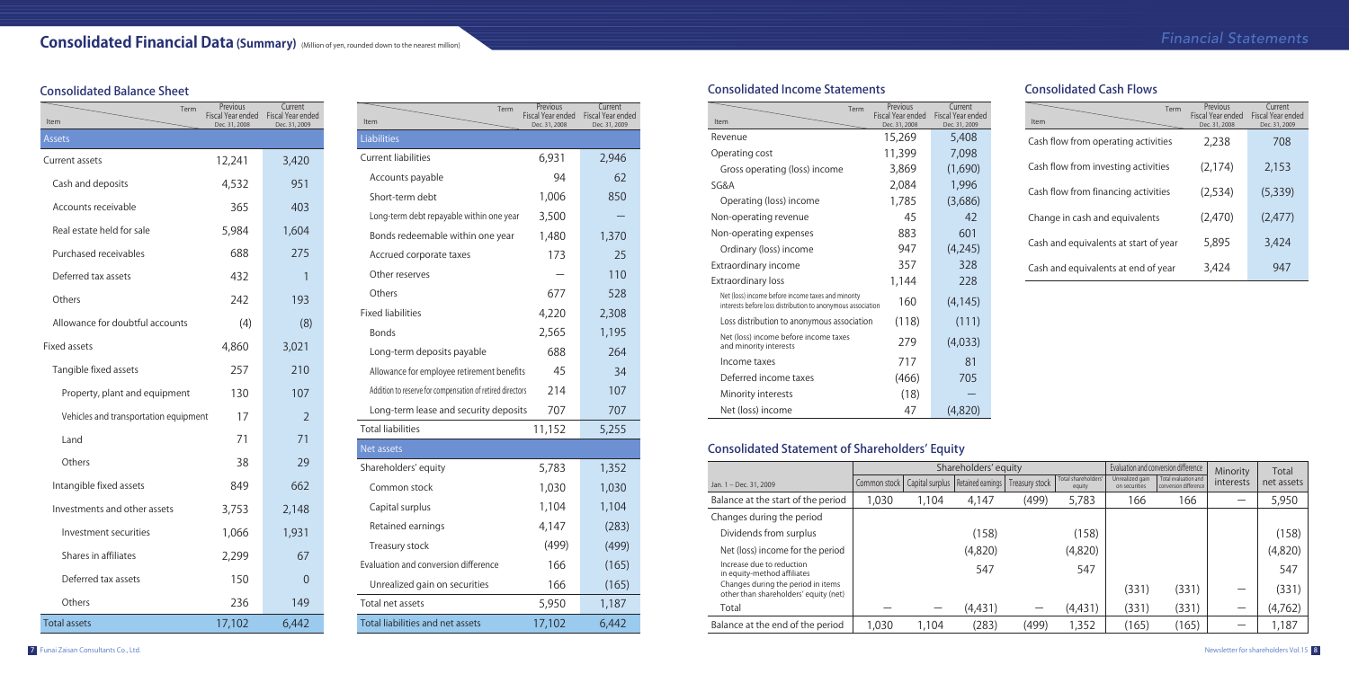# Consolidated Financial Data (Summary)

(Million of yen, rounded down to the nearest million)

## Consolidated Balance Sheet

| Item | Previous Fiscal Year ended Dec. 31, 2008 | Current Fiscal Year ended Dec. 31, 2009 |
|---|---|---|
| **Assets** | | |
| Current assets | 12,241 | 3,420 |
| Cash and deposits | 4,532 | 951 |
| Accounts receivable | 365 | 403 |
| Real estate held for sale | 5,984 | 1,604 |
| Purchased receivables | 688 | 275 |
| Deferred tax assets | 432 | 1 |
| Others | 242 | 193 |
| Allowance for doubtful accounts | (4) | (8) |
| Fixed assets | 4,860 | 3,021 |
| Tangible fixed assets | 257 | 210 |
| Property, plant and equipment | 130 | 107 |
| Vehicles and transportation equipment | 17 | 2 |
| Land | 71 | 71 |
| Others | 38 | 29 |
| Intangible fixed assets | 849 | 662 |
| Investments and other assets | 3,753 | 2,148 |
| Investment securities | 1,066 | 1,931 |
| Shares in affiliates | 2,299 | 67 |
| Deferred tax assets | 150 | 0 |
| Others | 236 | 149 |
| Total assets | 17,102 | 6,442 |

| Item | Previous Fiscal Year ended Dec. 31, 2008 | Current Fiscal Year ended Dec. 31, 2009 |
|---|---|---|
| **Liabilities** | | |
| Current liabilities | 6,931 | 2,946 |
| Accounts payable | 94 | 62 |
| Short-term debt | 1,006 | 850 |
| Long-term debt repayable within one year | 3,500 | — |
| Bonds redeemable within one year | 1,480 | 1,370 |
| Accrued corporate taxes | 173 | 25 |
| Other reserves | — | 110 |
| Others | 677 | 528 |
| Fixed liabilities | 4,220 | 2,308 |
| Bonds | 2,565 | 1,195 |
| Long-term deposits payable | 688 | 264 |
| Allowance for employee retirement benefits | 45 | 34 |
| Addition to reserve for compensation of retired directors | 214 | 107 |
| Long-term lease and security deposits | 707 | 707 |
| Total liabilities | 11,152 | 5,255 |
| **Net assets** | | |
| Shareholders' equity | 5,783 | 1,352 |
| Common stock | 1,030 | 1,030 |
| Capital surplus | 1,104 | 1,104 |
| Retained earnings | 4,147 | (283) |
| Treasury stock | (499) | (499) |
| Evaluation and conversion difference | 166 | (165) |
| Unrealized gain on securities | 166 | (165) |
| Total net assets | 5,950 | 1,187 |
| Total liabilities and net assets | 17,102 | 6,442 |

## Consolidated Income Statements

| Item | Previous Fiscal Year ended Dec. 31, 2008 | Current Fiscal Year ended Dec. 31, 2009 |
|---|---|---|
| Revenue | 15,269 | 5,408 |
| Operating cost | 11,399 | 7,098 |
| Gross operating (loss) income | 3,869 | (1,690) |
| SG&A | 2,084 | 1,996 |
| Operating (loss) income | 1,785 | (3,686) |
| Non-operating revenue | 45 | 42 |
| Non-operating expenses | 883 | 601 |
| Ordinary (loss) income | 947 | (4,245) |
| Extraordinary income | 357 | 328 |
| Extraordinary loss | 1,144 | 228 |
| Net (loss) income before income taxes and minority interests before loss distribution to anonymous association | 160 | (4,145) |
| Loss distribution to anonymous association | (118) | (111) |
| Net (loss) income before income taxes and minority interests | 279 | (4,033) |
| Income taxes | 717 | 81 |
| Deferred income taxes | (466) | 705 |
| Minority interests | (18) | — |
| Net (loss) income | 47 | (4,820) |

## Consolidated Cash Flows

| Item | Previous Fiscal Year ended Dec. 31, 2008 | Current Fiscal Year ended Dec. 31, 2009 |
|---|---|---|
| Cash flow from operating activities | 2,238 | 708 |
| Cash flow from investing activities | (2,174) | 2,153 |
| Cash flow from financing activities | (2,534) | (5,339) |
| Change in cash and equivalents | (2,470) | (2,477) |
| Cash and equivalents at start of year | 5,895 | 3,424 |
| Cash and equivalents at end of year | 3,424 | 947 |

## Consolidated Statement of Shareholders' Equity

| Jan. 1 – Dec. 31, 2009 | Shareholders' equity | | | | | Evaluation and conversion difference | | Minority interests | Total net assets |
|---|---|---|---|---|---|---|---|---|---|
| | Common stock | Capital surplus | Retained earnings | Treasury stock | Total shareholders' equity | Unrealized gain on securities | Total evaluation and conversion difference | | |
| Balance at the start of the period | 1,030 | 1,104 | 4,147 | (499) | 5,783 | 166 | 166 | — | 5,950 |
| Changes during the period | | | | | | | | | |
| Dividends from surplus | | | (158) | | (158) | | | | (158) |
| Net (loss) income for the period | | | (4,820) | | (4,820) | | | | (4,820) |
| Increase due to reduction in equity-method affiliates | | | 547 | | 547 | | | | 547 |
| Changes during the period in items other than shareholders' equity (net) | | | | | | (331) | (331) | — | (331) |
| Total | — | — | (4,431) | — | (4,431) | (331) | (331) | — | (4,762) |
| Balance at the end of the period | 1,030 | 1,104 | (283) | (499) | 1,352 | (165) | (165) | — | 1,187 |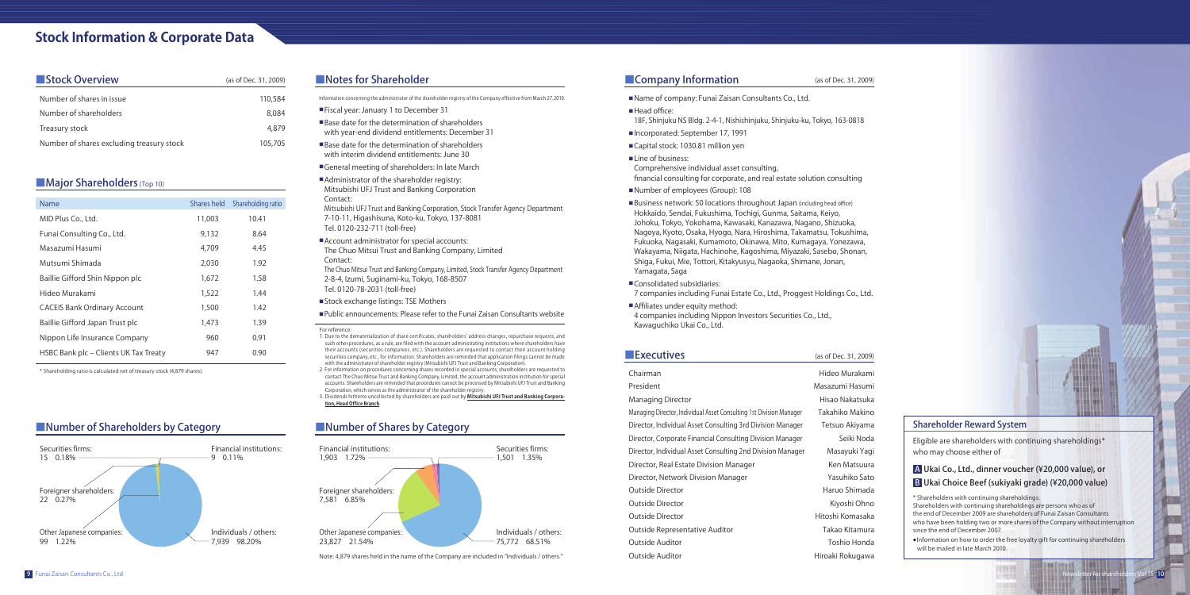# Stock Information & Corporate Data

## ■Stock Overview

(as of Dec. 31, 2009)

| | |
|---|---|
| Number of shares in issue | 110,584 |
| Number of shareholders | 8,084 |
| Treasury stock | 4,879 |
| Number of shares excluding treasury stock | 105,705 |

## ■Major Shareholders (Top 10)

| Name | Shares held | Shareholding ratio |
|---|---|---|
| MID Plus Co., Ltd. | 11,003 | 10.41 |
| Funai Consulting Co., Ltd. | 9,132 | 8.64 |
| Masazumi Hasumi | 4,709 | 4.45 |
| Mutsumi Shimada | 2,030 | 1.92 |
| Baillie Gifford Shin Nippon plc | 1,672 | 1.58 |
| Hideo Murakami | 1,522 | 1.44 |
| CACEIS Bank Ordinary Account | 1,500 | 1.42 |
| Baillie Gifford Japan Trust plc | 1,473 | 1.39 |
| Nippon Life Insurance Company | 960 | 0.91 |
| HSBC Bank plc – Clients UK Tax Treaty | 947 | 0.90 |

* Shareholding ratio is calculated net of treasury stock (4,879 shares).

## ■Number of Shareholders by Category

Securities firms: 15 0.18%
Financial institutions: 9 0.11%
Foreigner shareholders: 22 0.27%
Other Japanese companies: 99 1.22%
Individuals / others: 7,939 98.20%

## ■Notes for Shareholder

Information concerning the administrator of the shareholder registry of the Company effective from March 27, 2010.

- Fiscal year: January 1 to December 31
- Base date for the determination of shareholders with year-end dividend entitlements: December 31
- Base date for the determination of shareholders with interim dividend entitlements: June 30
- General meeting of shareholders: In late March
- Administrator of the shareholder registry:
  Mitsubishi UFJ Trust and Banking Corporation
  Contact:
  Mitsubishi UFJ Trust and Banking Corporation, Stock Transfer Agency Department
  7-10-11, Higashisuna, Koto-ku, Tokyo, 137-8081
  Tel. 0120-232-711 (toll-free)
- Account administrator for special accounts:
  The Chuo Mitsui Trust and Banking Company, Limited
  Contact:
  The Chuo Mitsui Trust and Banking Company, Limited, Stock Transfer Agency Department
  2-8-4, Izumi, Suginami-ku, Tokyo, 168-8507
  Tel. 0120-78-2031 (toll-free)
- Stock exchange listings: TSE Mothers
- Public announcements: Please refer to the Funai Zaisan Consultants website

For reference:

1. Due to the dematerialization of share certificates, shareholders' address changes, repurchase requests, and such other procedures, as a rule, are filed with the account administrating institutions where shareholders have their accounts (securities companies, etc.). Shareholders are requested to contact their account holding securities company, etc., for information. Shareholders are reminded that application filings cannot be made with the administrator of shareholder registry (Mitsubishi UFJ Trust and Banking Corporation).
2. For information on procedures concerning shares recorded in special accounts, shareholders are requested to contact The Chuo Mitsui Trust and Banking Company, Limited, the account administration institution for special accounts. Shareholders are reminded that procedures cannot be processed by Mitsubishi UFJ Trust and Banking Corporation, which serves as the administrator of the shareholder registry.
3. Dividends hitherto uncollected by shareholders are paid out by **Mitsubishi UFJ Trust and Banking Corporation, Head Office Branch**

## ■Number of Shares by Category

Financial institutions: 1,903 1.72%
Securities firms: 1,501 1.35%
Foreigner shareholders: 7,581 6.85%
Other Japanese companies: 23,827 21.54%
Individuals / others: 75,772 68.51%

Note: 4,879 shares held in the name of the Company are included in "Individuals / others."

## ■Company Information

(as of Dec. 31, 2009)

- Name of company: Funai Zaisan Consultants Co., Ltd.
- Head office:
  18F, Shinjuku NS Bldg. 2-4-1, Nishishinjuku, Shinjuku-ku, Tokyo, 163-0818
- Incorporated: September 17, 1991
- Capital stock: 1030.81 million yen
- Line of business:
  Comprehensive individual asset consulting,
  financial consulting for corporate, and real estate solution consulting
- Number of employees (Group): 108
- Business network: 50 locations throughout Japan (including head office)
  Hokkaido, Sendai, Fukushima, Tochigi, Gunma, Saitama, Keiyo, Johoku, Tokyo, Yokohama, Kawasaki, Kanazawa, Nagano, Shizuoka, Nagoya, Kyoto, Osaka, Hyogo, Nara, Hiroshima, Takamatsu, Tokushima, Fukuoka, Nagasaki, Kumamoto, Okinawa, Mito, Kumagaya, Yonezawa, Wakayama, Niigata, Hachinohe, Kagoshima, Miyazaki, Sasebo, Shonan, Shiga, Fukui, Mie, Tottori, Kitakyusyu, Nagaoka, Shimane, Jonan, Yamagata, Saga
- Consolidated subsidiaries:
  7 companies including Funai Estate Co., Ltd., Proggest Holdings Co., Ltd.
- Affiliates under equity method:
  4 companies including Nippon Investors Securities Co., Ltd., Kawaguchiko Ukai Co., Ltd.

## ■Executives

(as of Dec. 31, 2009)

| | |
|---|---|
| Chairman | Hideo Murakami |
| President | Masazumi Hasumi |
| Managing Director | Hisao Nakatsuka |
| Managing Director, Individual Asset Consulting 1st Division Manager | Takahiko Makino |
| Director, Individual Asset Consulting 3rd Division Manager | Tetsuo Akiyama |
| Director, Corporate Financial Consulting Division Manager | Seiki Noda |
| Director, Individual Asset Consulting 2nd Division Manager | Masayuki Yagi |
| Director, Real Estate Division Manager | Ken Matsuura |
| Director, Network Division Manager | Yasuhiko Sato |
| Outside Director | Haruo Shimada |
| Outside Director | Kiyoshi Ohno |
| Outside Director | Hitoshi Komasaka |
| Outside Representative Auditor | Takao Kitamura |
| Outside Auditor | Toshio Honda |
| Outside Auditor | Hiroaki Rokugawa |

## Shareholder Reward System

Eligible are shareholders with continuing shareholdings* who may choose either of

**A Ukai Co., Ltd., dinner voucher (¥20,000 value), or**
**B Ukai Choice Beef (sukiyaki grade) (¥20,000 value)**

* Shareholders with continuing shareholdings:
Shareholders with continuing shareholdings are persons who as of the end of December 2009 are shareholders of Funai Zaisan Consultants who have been holding two or more shares of the Company without interruption since the end of December 2007.

● Information on how to order the free loyalty gift for continuing shareholders will be mailed in late March 2010.